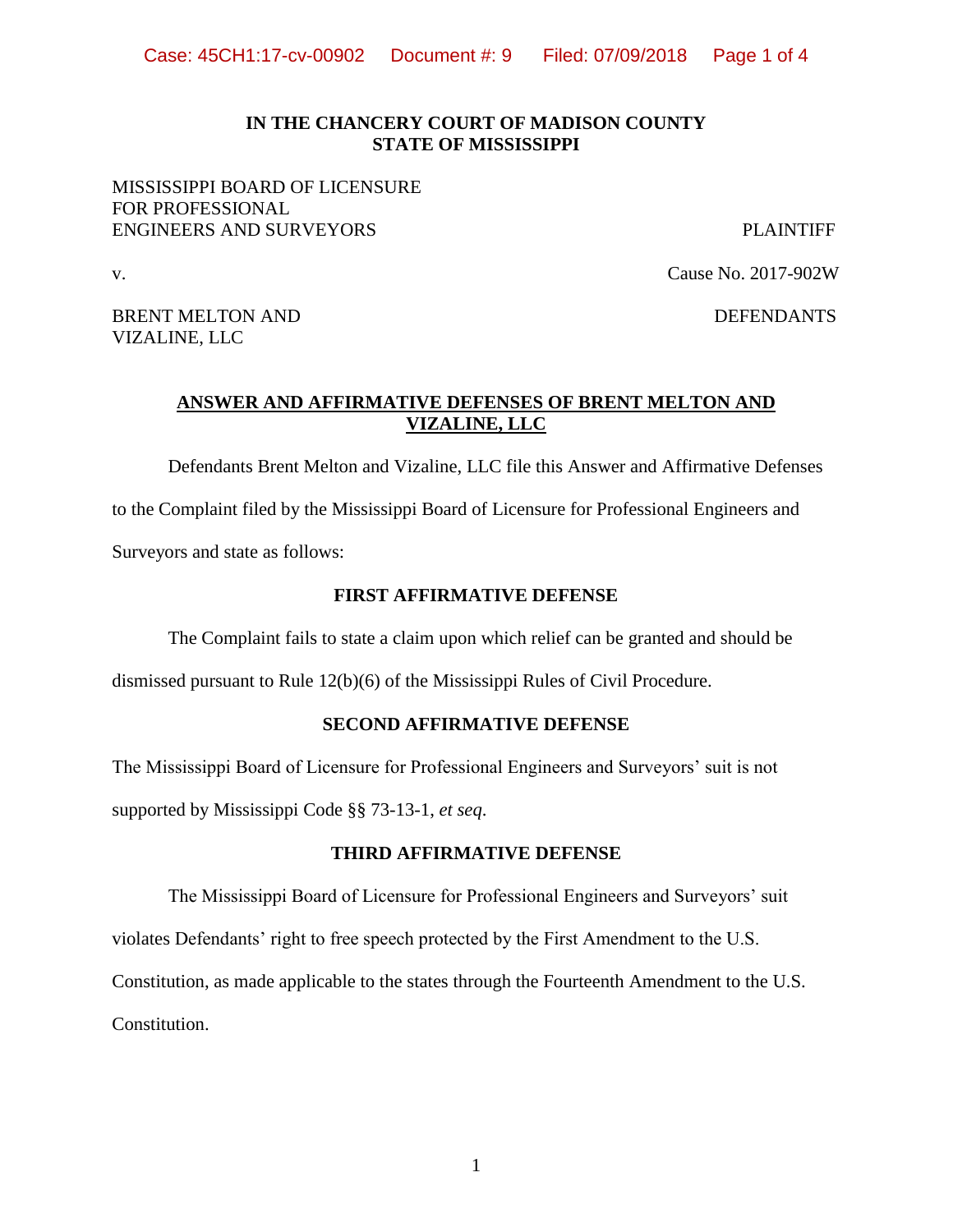**IN THE CHANCERY COURT OF MADISON COUNTY**
**STATE OF MISSISSIPPI**

MISSISSIPPI BOARD OF LICENSURE
FOR PROFESSIONAL
ENGINEERS AND SURVEYORS PLAINTIFF

v. Cause No. 2017-902W

BRENT MELTON AND
VIZALINE, LLC DEFENDANTS

**ANSWER AND AFFIRMATIVE DEFENSES OF BRENT MELTON AND VIZALINE, LLC**

Defendants Brent Melton and Vizaline, LLC file this Answer and Affirmative Defenses to the Complaint filed by the Mississippi Board of Licensure for Professional Engineers and Surveyors and state as follows:

**FIRST AFFIRMATIVE DEFENSE**

The Complaint fails to state a claim upon which relief can be granted and should be dismissed pursuant to Rule 12(b)(6) of the Mississippi Rules of Civil Procedure.

**SECOND AFFIRMATIVE DEFENSE**

The Mississippi Board of Licensure for Professional Engineers and Surveyors' suit is not supported by Mississippi Code §§ 73-13-1, *et seq*.

**THIRD AFFIRMATIVE DEFENSE**

The Mississippi Board of Licensure for Professional Engineers and Surveyors' suit violates Defendants' right to free speech protected by the First Amendment to the U.S. Constitution, as made applicable to the states through the Fourteenth Amendment to the U.S. Constitution.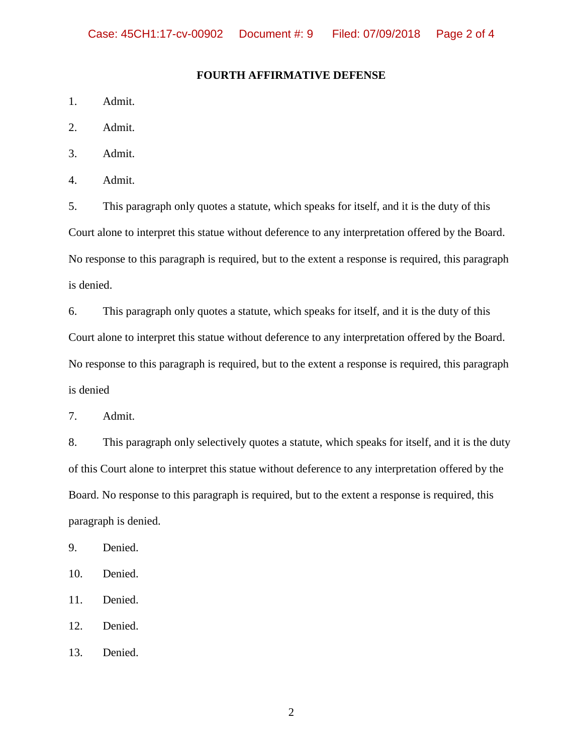**FOURTH AFFIRMATIVE DEFENSE**

1. Admit.

2. Admit.

3. Admit.

4. Admit.

5. This paragraph only quotes a statute, which speaks for itself, and it is the duty of this Court alone to interpret this statue without deference to any interpretation offered by the Board. No response to this paragraph is required, but to the extent a response is required, this paragraph is denied.

6. This paragraph only quotes a statute, which speaks for itself, and it is the duty of this Court alone to interpret this statue without deference to any interpretation offered by the Board. No response to this paragraph is required, but to the extent a response is required, this paragraph is denied

7. Admit.

8. This paragraph only selectively quotes a statute, which speaks for itself, and it is the duty of this Court alone to interpret this statue without deference to any interpretation offered by the Board. No response to this paragraph is required, but to the extent a response is required, this paragraph is denied.

9. Denied.

10. Denied.

11. Denied.

12. Denied.

13. Denied.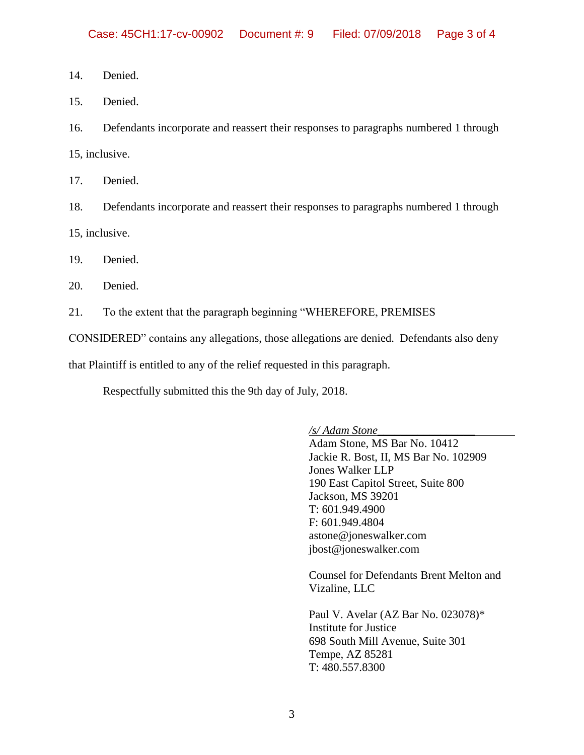14. Denied.

15. Denied.

16. Defendants incorporate and reassert their responses to paragraphs numbered 1 through 15, inclusive.

17. Denied.

18. Defendants incorporate and reassert their responses to paragraphs numbered 1 through 15, inclusive.

19. Denied.

20. Denied.

21. To the extent that the paragraph beginning "WHEREFORE, PREMISES CONSIDERED" contains any allegations, those allegations are denied. Defendants also deny that Plaintiff is entitled to any of the relief requested in this paragraph.

Respectfully submitted this the 9th day of July, 2018.

*/s/ Adam Stone*\_\_\_\_\_\_\_\_\_\_\_\_\_\_\_\_\_\_\_\_
Adam Stone, MS Bar No. 10412
Jackie R. Bost, II, MS Bar No. 102909
Jones Walker LLP
190 East Capitol Street, Suite 800
Jackson, MS 39201
T: 601.949.4900
F: 601.949.4804
astone@joneswalker.com
jbost@joneswalker.com

Counsel for Defendants Brent Melton and Vizaline, LLC

Paul V. Avelar (AZ Bar No. 023078)*
Institute for Justice
698 South Mill Avenue, Suite 301
Tempe, AZ 85281
T: 480.557.8300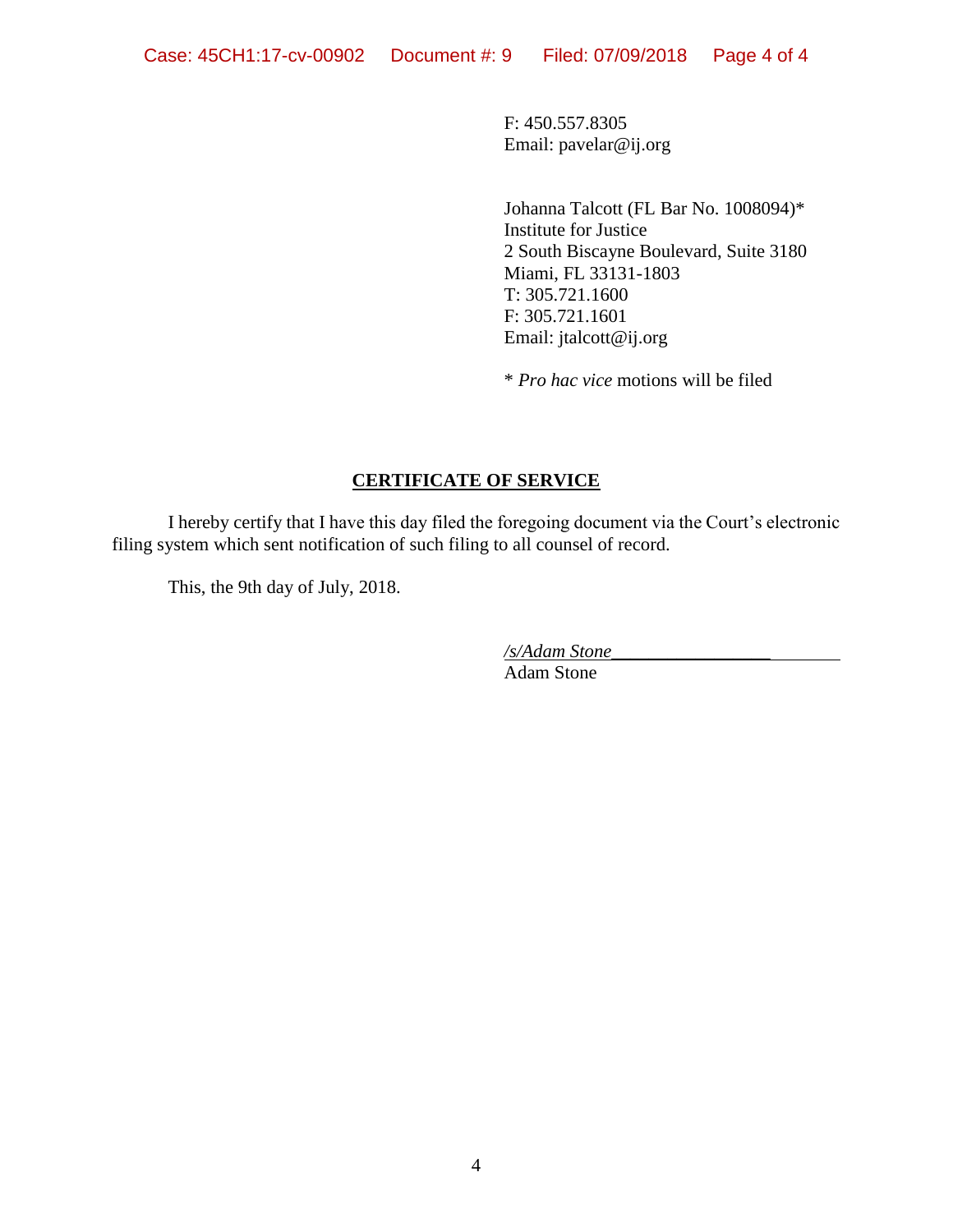F: 450.557.8305
Email: pavelar@ij.org

Johanna Talcott (FL Bar No. 1008094)*
Institute for Justice
2 South Biscayne Boulevard, Suite 3180
Miami, FL 33131-1803
T: 305.721.1600
F: 305.721.1601
Email: jtalcott@ij.org

* *Pro hac vice* motions will be filed

## CERTIFICATE OF SERVICE

I hereby certify that I have this day filed the foregoing document via the Court's electronic filing system which sent notification of such filing to all counsel of record.

This, the 9th day of July, 2018.

*/s/Adam Stone*_________________________
Adam Stone